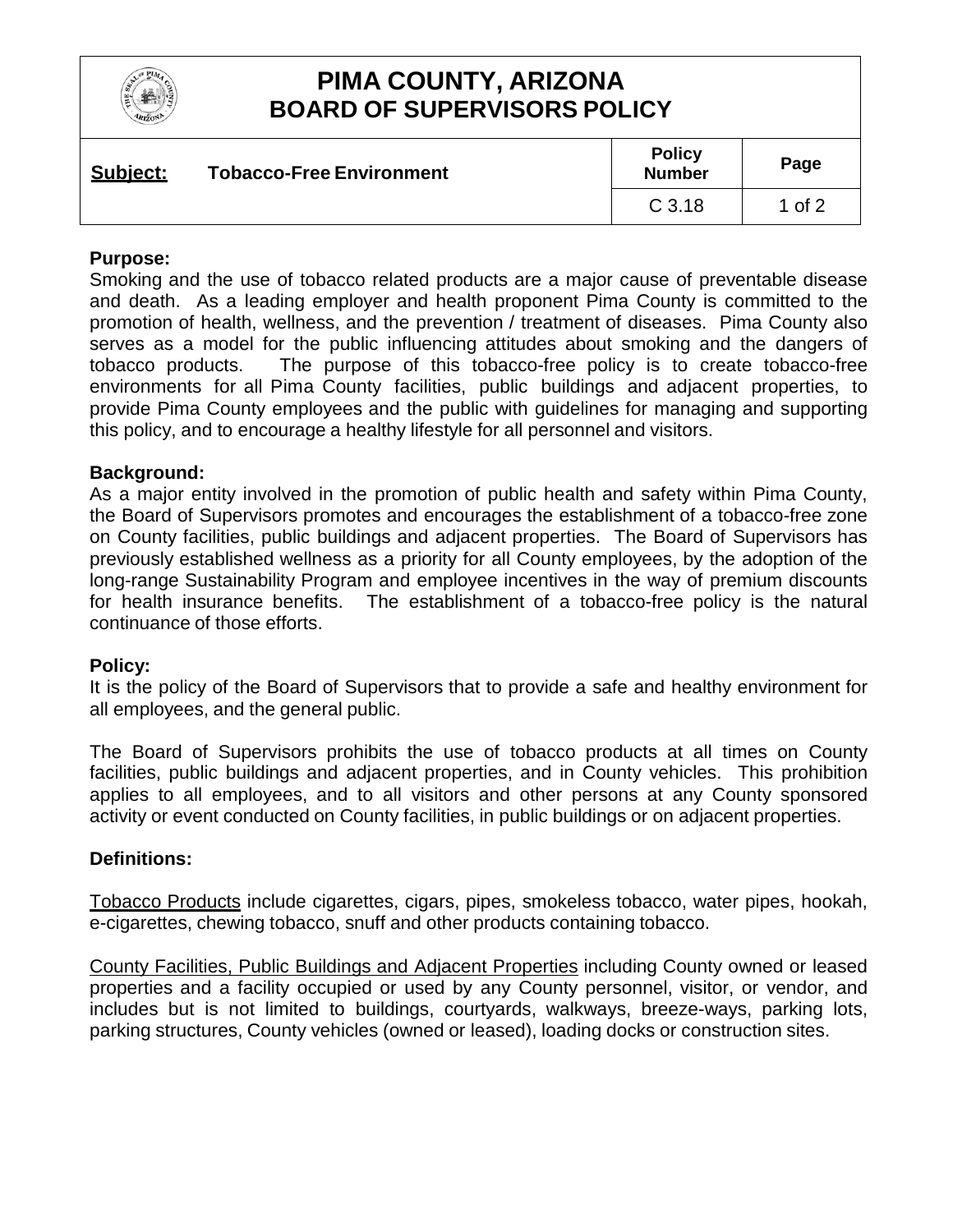# PIMA COUNTY, ARIZONA
## BOARD OF SUPERVISORS POLICY

| Subject: Tobacco-Free Environment | Policy Number | Page |
|---|---|---|
| | C 3.18 | 1 of 2 |

**Purpose:**
Smoking and the use of tobacco related products are a major cause of preventable disease and death. As a leading employer and health proponent Pima County is committed to the promotion of health, wellness, and the prevention / treatment of diseases. Pima County also serves as a model for the public influencing attitudes about smoking and the dangers of tobacco products. The purpose of this tobacco-free policy is to create tobacco-free environments for all Pima County facilities, public buildings and adjacent properties, to provide Pima County employees and the public with guidelines for managing and supporting this policy, and to encourage a healthy lifestyle for all personnel and visitors.

**Background:**
As a major entity involved in the promotion of public health and safety within Pima County, the Board of Supervisors promotes and encourages the establishment of a tobacco-free zone on County facilities, public buildings and adjacent properties. The Board of Supervisors has previously established wellness as a priority for all County employees, by the adoption of the long-range Sustainability Program and employee incentives in the way of premium discounts for health insurance benefits. The establishment of a tobacco-free policy is the natural continuance of those efforts.

**Policy:**
It is the policy of the Board of Supervisors that to provide a safe and healthy environment for all employees, and the general public.

The Board of Supervisors prohibits the use of tobacco products at all times on County facilities, public buildings and adjacent properties, and in County vehicles. This prohibition applies to all employees, and to all visitors and other persons at any County sponsored activity or event conducted on County facilities, in public buildings or on adjacent properties.

**Definitions:**

Tobacco Products include cigarettes, cigars, pipes, smokeless tobacco, water pipes, hookah, e-cigarettes, chewing tobacco, snuff and other products containing tobacco.

County Facilities, Public Buildings and Adjacent Properties including County owned or leased properties and a facility occupied or used by any County personnel, visitor, or vendor, and includes but is not limited to buildings, courtyards, walkways, breeze-ways, parking lots, parking structures, County vehicles (owned or leased), loading docks or construction sites.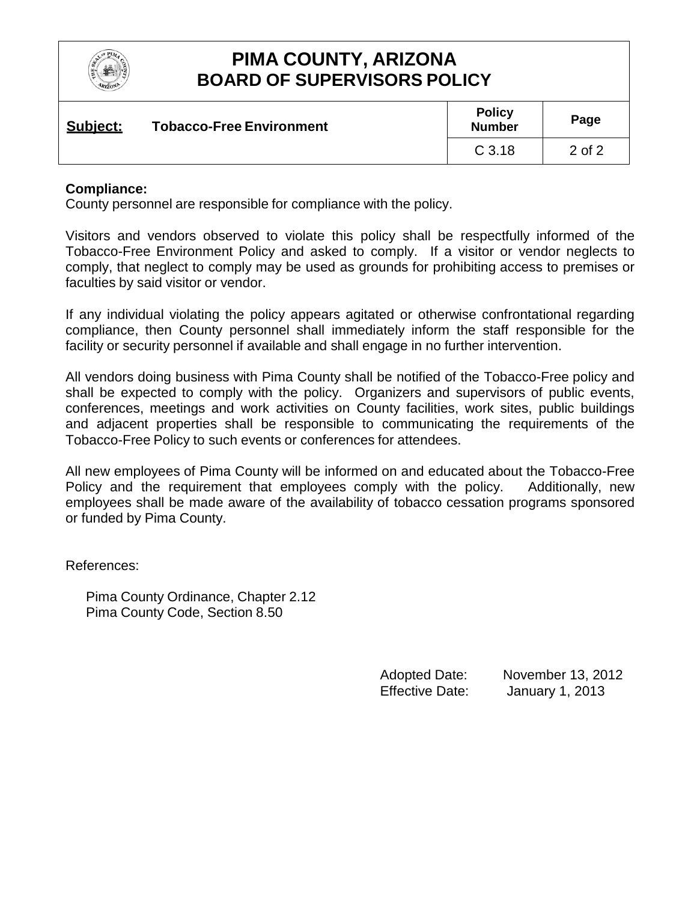**Compliance:**
County personnel are responsible for compliance with the policy.

Visitors and vendors observed to violate this policy shall be respectfully informed of the Tobacco-Free Environment Policy and asked to comply. If a visitor or vendor neglects to comply, that neglect to comply may be used as grounds for prohibiting access to premises or faculties by said visitor or vendor.

If any individual violating the policy appears agitated or otherwise confrontational regarding compliance, then County personnel shall immediately inform the staff responsible for the facility or security personnel if available and shall engage in no further intervention.

All vendors doing business with Pima County shall be notified of the Tobacco-Free policy and shall be expected to comply with the policy. Organizers and supervisors of public events, conferences, meetings and work activities on County facilities, work sites, public buildings and adjacent properties shall be responsible to communicating the requirements of the Tobacco-Free Policy to such events or conferences for attendees.

All new employees of Pima County will be informed on and educated about the Tobacco-Free Policy and the requirement that employees comply with the policy. Additionally, new employees shall be made aware of the availability of tobacco cessation programs sponsored or funded by Pima County.

References:

Pima County Ordinance, Chapter 2.12
Pima County Code, Section 8.50

Adopted Date: November 13, 2012
Effective Date: January 1, 2013